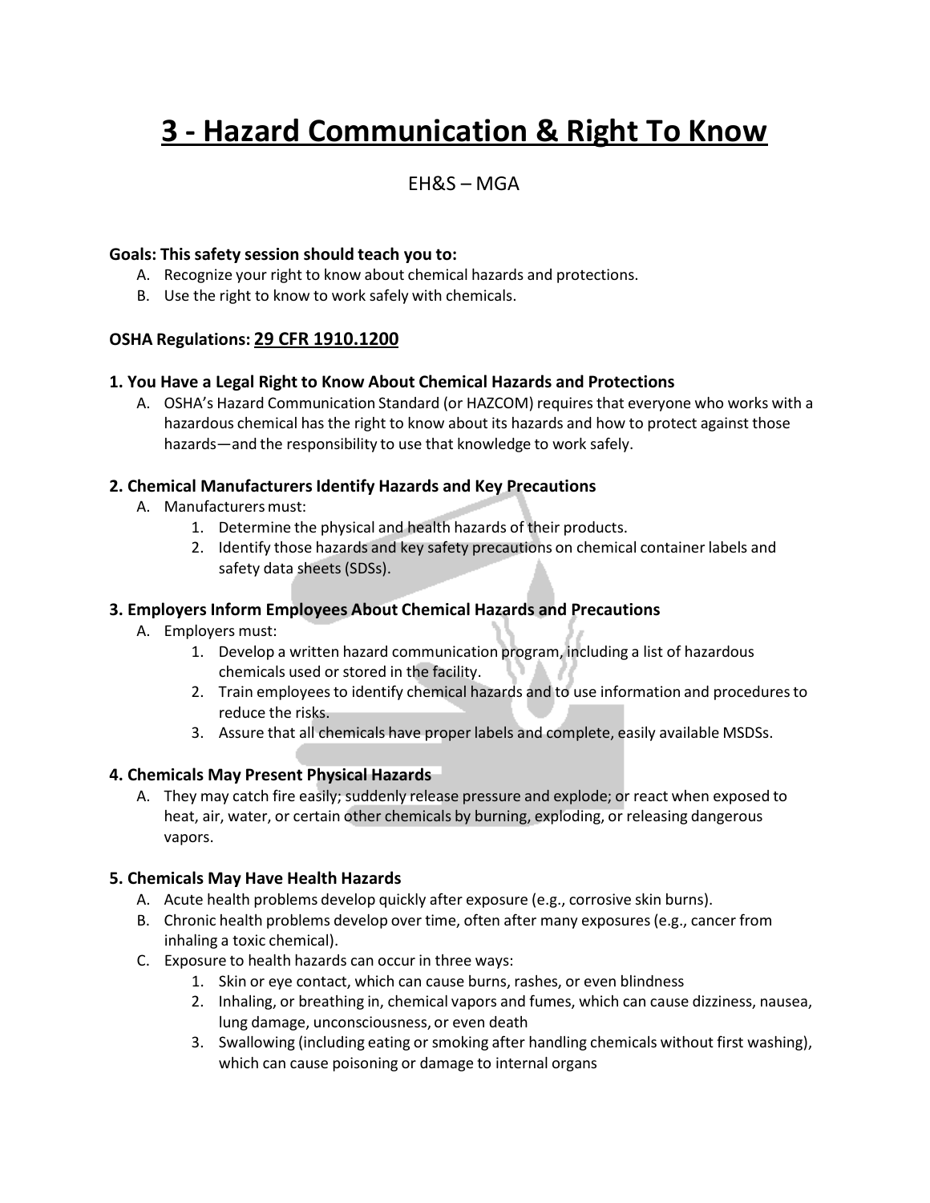# 3 - Hazard Communication & Right To Know

EH&S – MGA

**Goals: This safety session should teach you to:**

A. Recognize your right to know about chemical hazards and protections.
B. Use the right to know to work safely with chemicals.

**OSHA Regulations: 29 CFR 1910.1200**

### 1. You Have a Legal Right to Know About Chemical Hazards and Protections

A. OSHA's Hazard Communication Standard (or HAZCOM) requires that everyone who works with a hazardous chemical has the right to know about its hazards and how to protect against those hazards—and the responsibility to use that knowledge to work safely.

### 2. Chemical Manufacturers Identify Hazards and Key Precautions

A. Manufacturers must:
   1. Determine the physical and health hazards of their products.
   2. Identify those hazards and key safety precautions on chemical container labels and safety data sheets (SDSs).

### 3. Employers Inform Employees About Chemical Hazards and Precautions

A. Employers must:
   1. Develop a written hazard communication program, including a list of hazardous chemicals used or stored in the facility.
   2. Train employees to identify chemical hazards and to use information and procedures to reduce the risks.
   3. Assure that all chemicals have proper labels and complete, easily available MSDSs.

### 4. Chemicals May Present Physical Hazards

A. They may catch fire easily; suddenly release pressure and explode; or react when exposed to heat, air, water, or certain other chemicals by burning, exploding, or releasing dangerous vapors.

### 5. Chemicals May Have Health Hazards

A. Acute health problems develop quickly after exposure (e.g., corrosive skin burns).
B. Chronic health problems develop over time, often after many exposures (e.g., cancer from inhaling a toxic chemical).
C. Exposure to health hazards can occur in three ways:
   1. Skin or eye contact, which can cause burns, rashes, or even blindness
   2. Inhaling, or breathing in, chemical vapors and fumes, which can cause dizziness, nausea, lung damage, unconsciousness, or even death
   3. Swallowing (including eating or smoking after handling chemicals without first washing), which can cause poisoning or damage to internal organs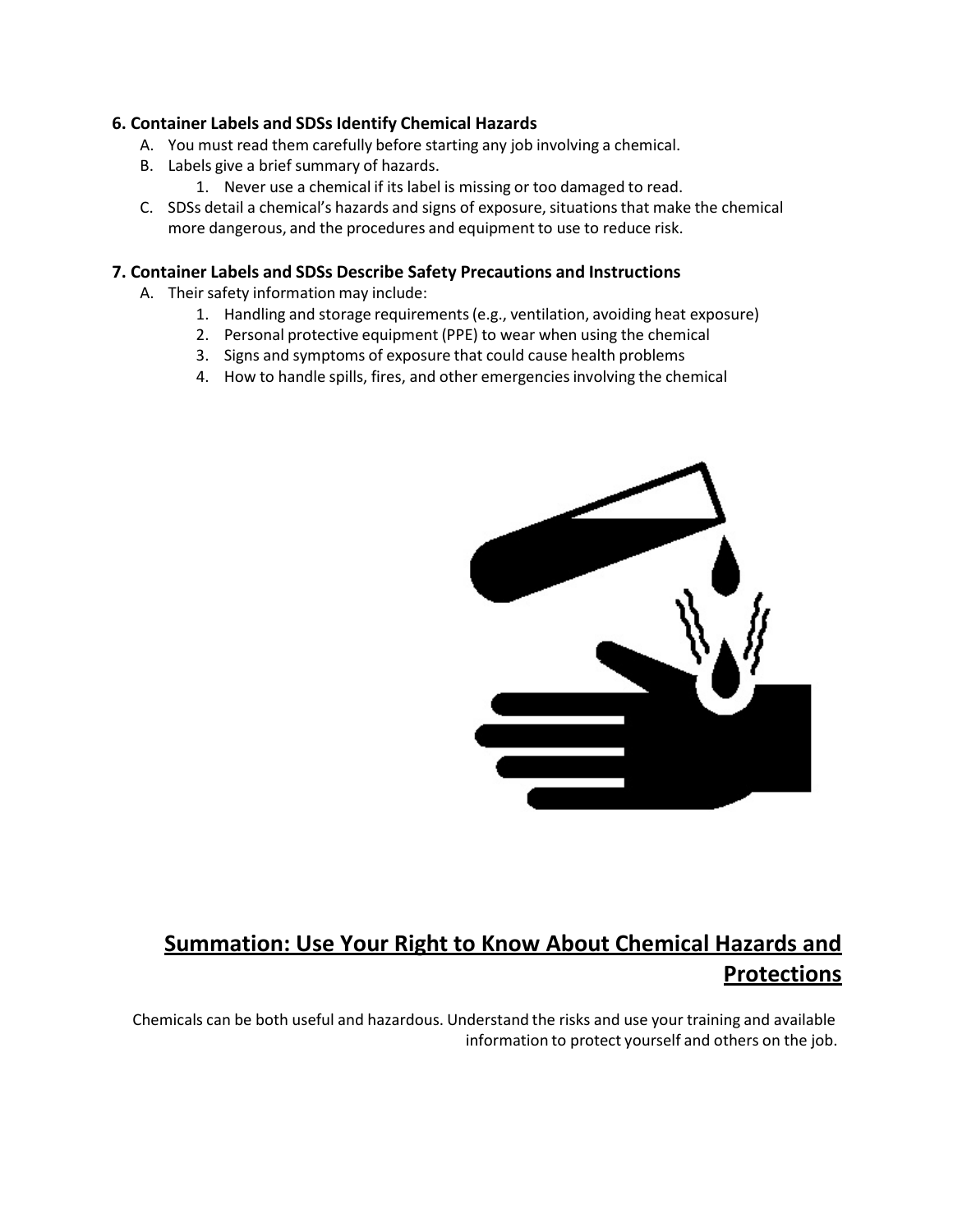**6. Container Labels and SDSs Identify Chemical Hazards**

A. You must read them carefully before starting any job involving a chemical.

B. Labels give a brief summary of hazards.

   1. Never use a chemical if its label is missing or too damaged to read.

C. SDSs detail a chemical's hazards and signs of exposure, situations that make the chemical more dangerous, and the procedures and equipment to use to reduce risk.

**7. Container Labels and SDSs Describe Safety Precautions and Instructions**

A. Their safety information may include:

   1. Handling and storage requirements (e.g., ventilation, avoiding heat exposure)
   2. Personal protective equipment (PPE) to wear when using the chemical
   3. Signs and symptoms of exposure that could cause health problems
   4. How to handle spills, fires, and other emergencies involving the chemical

## Summation: Use Your Right to Know About Chemical Hazards and Protections

Chemicals can be both useful and hazardous. Understand the risks and use your training and available information to protect yourself and others on the job.